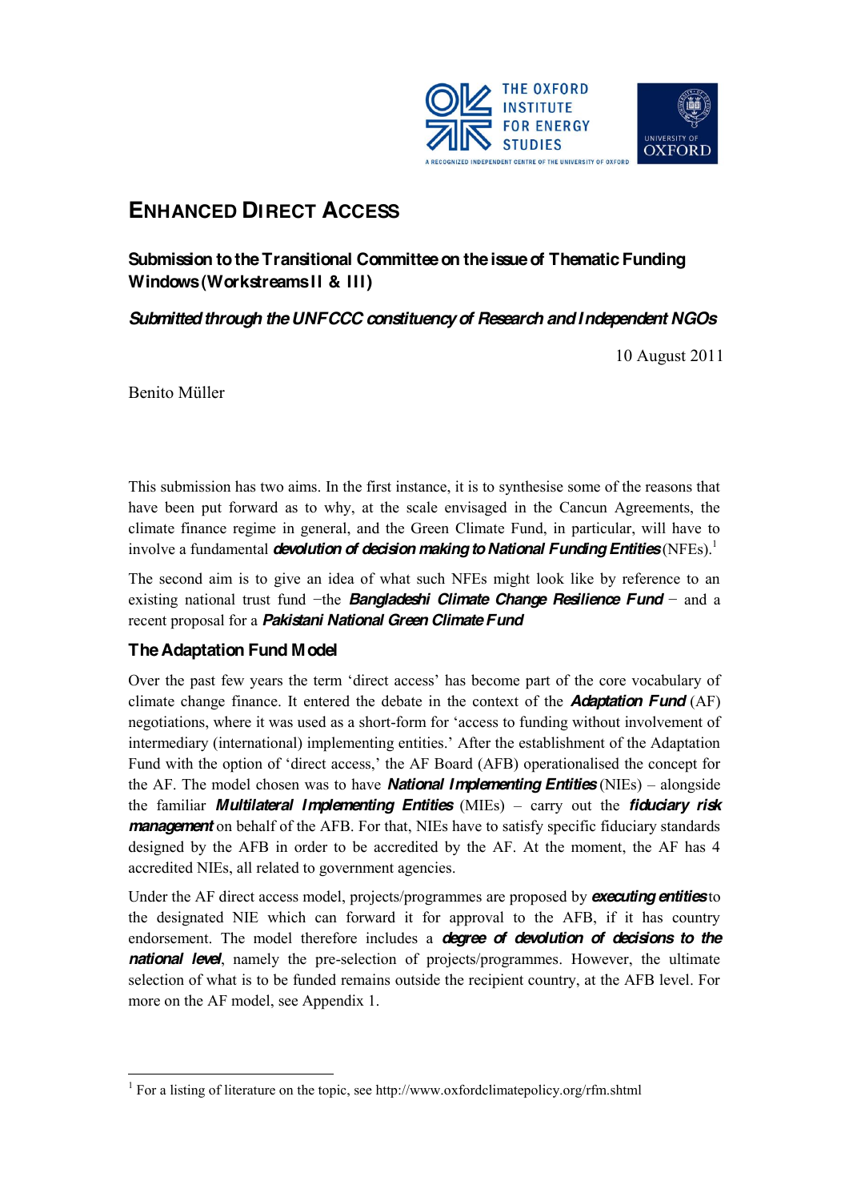# ENHANCED DIRECT ACCESS

## Submission to the Transitional Committee on the issue of Thematic Funding Windows (Workstreams II & III)

***Submitted through the UNFCCC constituency of Research and Independent NGOs***

10 August 2011

Benito Müller

This submission has two aims. In the first instance, it is to synthesise some of the reasons that have been put forward as to why, at the scale envisaged in the Cancun Agreements, the climate finance regime in general, and the Green Climate Fund, in particular, will have to involve a fundamental ***devolution of decision making to National Funding Entities*** (NFEs).[1]

The second aim is to give an idea of what such NFEs might look like by reference to an existing national trust fund −the ***Bangladeshi Climate Change Resilience Fund*** − and a recent proposal for a ***Pakistani National Green Climate Fund***

### The Adaptation Fund Model

Over the past few years the term 'direct access' has become part of the core vocabulary of climate change finance. It entered the debate in the context of the ***Adaptation Fund*** (AF) negotiations, where it was used as a short-form for 'access to funding without involvement of intermediary (international) implementing entities.' After the establishment of the Adaptation Fund with the option of 'direct access,' the AF Board (AFB) operationalised the concept for the AF. The model chosen was to have ***National Implementing Entities*** (NIEs) – alongside the familiar ***Multilateral Implementing Entities*** (MIEs) – carry out the ***fiduciary risk management*** on behalf of the AFB. For that, NIEs have to satisfy specific fiduciary standards designed by the AFB in order to be accredited by the AF. At the moment, the AF has 4 accredited NIEs, all related to government agencies.

Under the AF direct access model, projects/programmes are proposed by ***executing entities*** to the designated NIE which can forward it for approval to the AFB, if it has country endorsement. The model therefore includes a ***degree of devolution of decisions to the national level***, namely the pre-selection of projects/programmes. However, the ultimate selection of what is to be funded remains outside the recipient country, at the AFB level. For more on the AF model, see Appendix 1.

---

[1] For a listing of literature on the topic, see http://www.oxfordclimatepolicy.org/rfm.shtml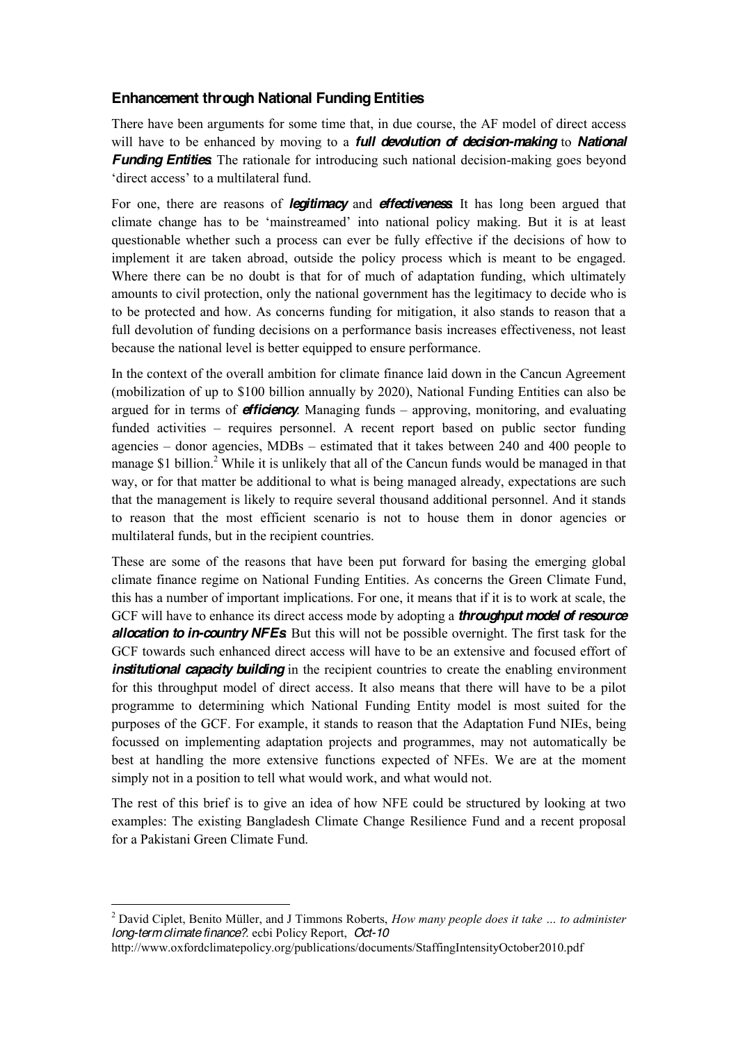### Enhancement through National Funding Entities

There have been arguments for some time that, in due course, the AF model of direct access will have to be enhanced by moving to a ***full devolution of decision-making*** to ***National Funding Entities***. The rationale for introducing such national decision-making goes beyond 'direct access' to a multilateral fund.

For one, there are reasons of ***legitimacy*** and ***effectiveness***. It has long been argued that climate change has to be 'mainstreamed' into national policy making. But it is at least questionable whether such a process can ever be fully effective if the decisions of how to implement it are taken abroad, outside the policy process which is meant to be engaged. Where there can be no doubt is that for of much of adaptation funding, which ultimately amounts to civil protection, only the national government has the legitimacy to decide who is to be protected and how. As concerns funding for mitigation, it also stands to reason that a full devolution of funding decisions on a performance basis increases effectiveness, not least because the national level is better equipped to ensure performance.

In the context of the overall ambition for climate finance laid down in the Cancun Agreement (mobilization of up to \$100 billion annually by 2020), National Funding Entities can also be argued for in terms of ***efficiency***. Managing funds – approving, monitoring, and evaluating funded activities – requires personnel. A recent report based on public sector funding agencies – donor agencies, MDBs – estimated that it takes between 240 and 400 people to manage \$1 billion.[2] While it is unlikely that all of the Cancun funds would be managed in that way, or for that matter be additional to what is being managed already, expectations are such that the management is likely to require several thousand additional personnel. And it stands to reason that the most efficient scenario is not to house them in donor agencies or multilateral funds, but in the recipient countries.

These are some of the reasons that have been put forward for basing the emerging global climate finance regime on National Funding Entities. As concerns the Green Climate Fund, this has a number of important implications. For one, it means that if it is to work at scale, the GCF will have to enhance its direct access mode by adopting a ***throughput model of resource allocation to in-country NFEs***. But this will not be possible overnight. The first task for the GCF towards such enhanced direct access will have to be an extensive and focused effort of ***institutional capacity building*** in the recipient countries to create the enabling environment for this throughput model of direct access. It also means that there will have to be a pilot programme to determining which National Funding Entity model is most suited for the purposes of the GCF. For example, it stands to reason that the Adaptation Fund NIEs, being focussed on implementing adaptation projects and programmes, may not automatically be best at handling the more extensive functions expected of NFEs. We are at the moment simply not in a position to tell what would work, and what would not.

The rest of this brief is to give an idea of how NFE could be structured by looking at two examples: The existing Bangladesh Climate Change Resilience Fund and a recent proposal for a Pakistani Green Climate Fund.

---

[2] David Ciplet, Benito Müller, and J Timmons Roberts, *How many people does it take … to administer long-term climate finance?*. ecbi Policy Report, *Oct-10* http://www.oxfordclimatepolicy.org/publications/documents/StaffingIntensityOctober2010.pdf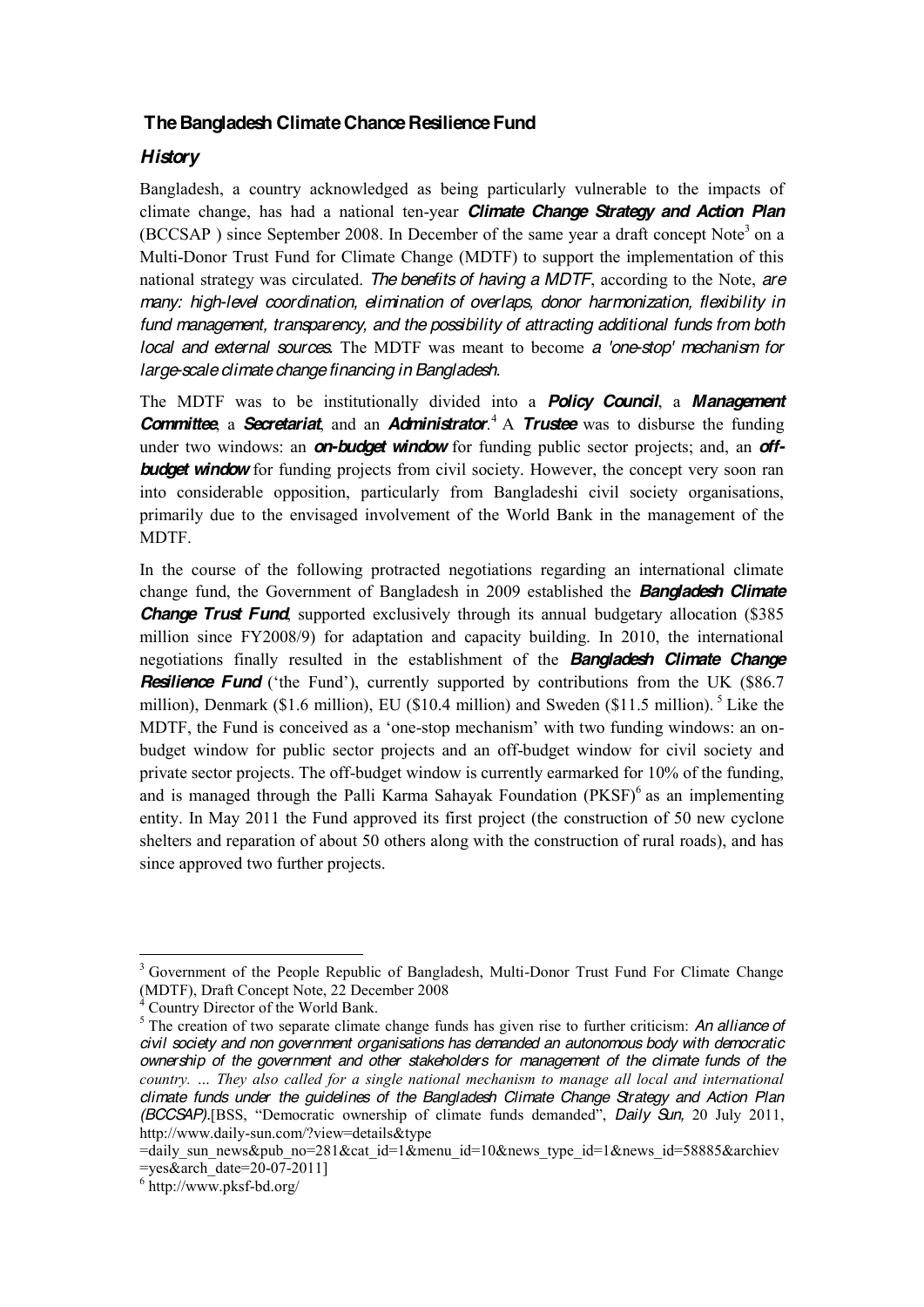## The Bangladesh Climate Chance Resilience Fund

### *History*

Bangladesh, a country acknowledged as being particularly vulnerable to the impacts of climate change, has had a national ten-year ***Climate Change Strategy and Action Plan*** (BCCSAP ) since September 2008. In December of the same year a draft concept Note[3] on a Multi-Donor Trust Fund for Climate Change (MDTF) to support the implementation of this national strategy was circulated. *The benefits of having a MDTF*, according to the Note, *are many: high-level coordination, elimination of overlaps, donor harmonization, flexibility in fund management, transparency, and the possibility of attracting additional funds from both local and external sources*. The MDTF was meant to become *a 'one-stop' mechanism for large-scale climate change financing in Bangladesh*.

The MDTF was to be institutionally divided into a ***Policy Council***, a ***Management Committee***, a ***Secretariat***, and an ***Administrator***.[4] A ***Trustee*** was to disburse the funding under two windows: an ***on-budget window*** for funding public sector projects; and, an ***off-budget window*** for funding projects from civil society. However, the concept very soon ran into considerable opposition, particularly from Bangladeshi civil society organisations, primarily due to the envisaged involvement of the World Bank in the management of the MDTF.

In the course of the following protracted negotiations regarding an international climate change fund, the Government of Bangladesh in 2009 established the ***Bangladesh Climate Change Trust Fund***, supported exclusively through its annual budgetary allocation ($385 million since FY2008/9) for adaptation and capacity building. In 2010, the international negotiations finally resulted in the establishment of the ***Bangladesh Climate Change Resilience Fund*** ('the Fund'), currently supported by contributions from the UK ($86.7 million), Denmark ($1.6 million), EU ($10.4 million) and Sweden ($11.5 million).[5] Like the MDTF, the Fund is conceived as a 'one-stop mechanism' with two funding windows: an on-budget window for public sector projects and an off-budget window for civil society and private sector projects. The off-budget window is currently earmarked for 10% of the funding, and is managed through the Palli Karma Sahayak Foundation (PKSF)[6] as an implementing entity. In May 2011 the Fund approved its first project (the construction of 50 new cyclone shelters and reparation of about 50 others along with the construction of rural roads), and has since approved two further projects.

---

[3] Government of the People Republic of Bangladesh, Multi-Donor Trust Fund For Climate Change (MDTF), Draft Concept Note, 22 December 2008

[4] Country Director of the World Bank.

[5] The creation of two separate climate change funds has given rise to further criticism: *An alliance of civil society and non government organisations has demanded an autonomous body with democratic ownership of the government and other stakeholders for management of the climate funds of the country. ... They also called for a single national mechanism to manage all local and international climate funds under the guidelines of the Bangladesh Climate Change Strategy and Action Plan (BCCSAP)*.[BSS, "Democratic ownership of climate funds demanded", *Daily Sun,* 20 July 2011, http://www.daily-sun.com/?view=details&type =daily_sun_news&pub_no=281&cat_id=1&menu_id=10&news_type_id=1&news_id=58885&archiev =yes&arch_date=20-07-2011]

[6] http://www.pksf-bd.org/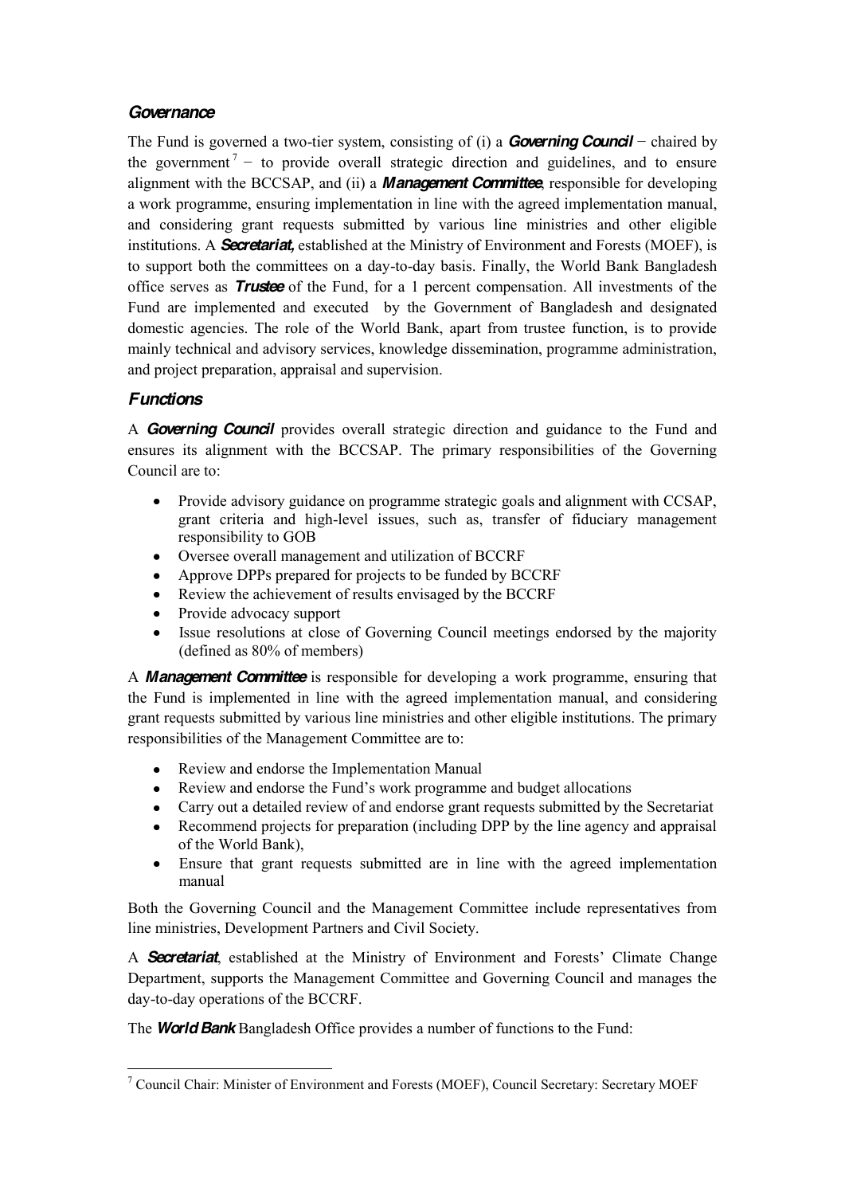### *Governance*

The Fund is governed a two-tier system, consisting of (i) a ***Governing Council*** − chaired by the government[7] − to provide overall strategic direction and guidelines, and to ensure alignment with the BCCSAP, and (ii) a ***Management Committee***, responsible for developing a work programme, ensuring implementation in line with the agreed implementation manual, and considering grant requests submitted by various line ministries and other eligible institutions. A ***Secretariat,*** established at the Ministry of Environment and Forests (MOEF), is to support both the committees on a day-to-day basis. Finally, the World Bank Bangladesh office serves as ***Trustee*** of the Fund, for a 1 percent compensation. All investments of the Fund are implemented and executed by the Government of Bangladesh and designated domestic agencies. The role of the World Bank, apart from trustee function, is to provide mainly technical and advisory services, knowledge dissemination, programme administration, and project preparation, appraisal and supervision.

### *Functions*

A ***Governing Council*** provides overall strategic direction and guidance to the Fund and ensures its alignment with the BCCSAP. The primary responsibilities of the Governing Council are to:

- Provide advisory guidance on programme strategic goals and alignment with CCSAP, grant criteria and high-level issues, such as, transfer of fiduciary management responsibility to GOB
- Oversee overall management and utilization of BCCRF
- Approve DPPs prepared for projects to be funded by BCCRF
- Review the achievement of results envisaged by the BCCRF
- Provide advocacy support
- Issue resolutions at close of Governing Council meetings endorsed by the majority (defined as 80% of members)

A ***Management Committee*** is responsible for developing a work programme, ensuring that the Fund is implemented in line with the agreed implementation manual, and considering grant requests submitted by various line ministries and other eligible institutions. The primary responsibilities of the Management Committee are to:

- Review and endorse the Implementation Manual
- Review and endorse the Fund's work programme and budget allocations
- Carry out a detailed review of and endorse grant requests submitted by the Secretariat
- Recommend projects for preparation (including DPP by the line agency and appraisal of the World Bank),
- Ensure that grant requests submitted are in line with the agreed implementation manual

Both the Governing Council and the Management Committee include representatives from line ministries, Development Partners and Civil Society.

A ***Secretariat***, established at the Ministry of Environment and Forests' Climate Change Department, supports the Management Committee and Governing Council and manages the day-to-day operations of the BCCRF.

The ***World Bank*** Bangladesh Office provides a number of functions to the Fund:

---

[7] Council Chair: Minister of Environment and Forests (MOEF), Council Secretary: Secretary MOEF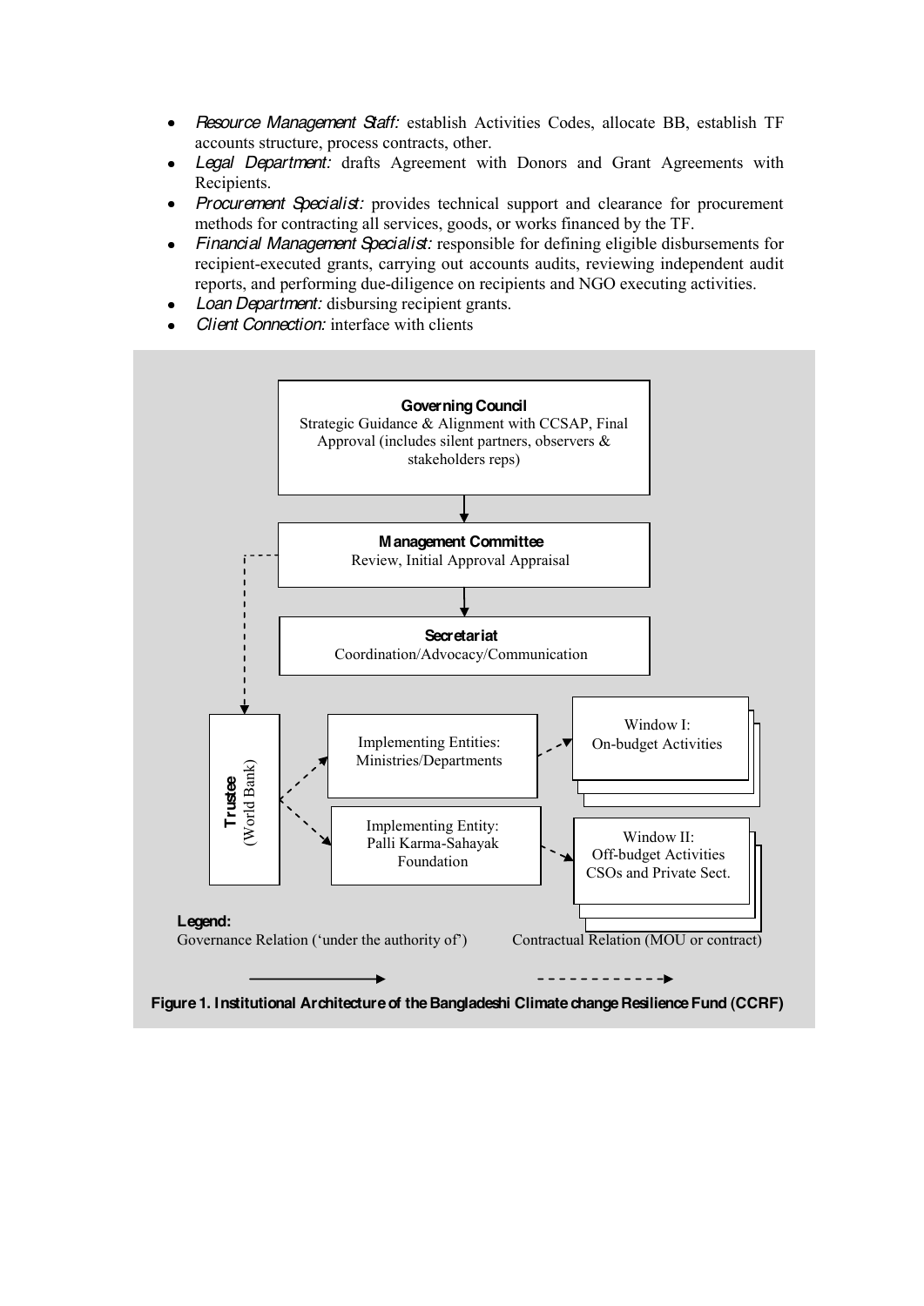- *Resource Management Staff:* establish Activities Codes, allocate BB, establish TF accounts structure, process contracts, other.
- *Legal Department:* drafts Agreement with Donors and Grant Agreements with Recipients.
- *Procurement Specialist:* provides technical support and clearance for procurement methods for contracting all services, goods, or works financed by the TF.
- *Financial Management Specialist:* responsible for defining eligible disbursements for recipient-executed grants, carrying out accounts audits, reviewing independent audit reports, and performing due-diligence on recipients and NGO executing activities.
- *Loan Department:* disbursing recipient grants.
- *Client Connection:* interface with clients

**Governing Council**
Strategic Guidance & Alignment with CCSAP, Final Approval (includes silent partners, observers & stakeholders reps)

**Management Committee**
Review, Initial Approval Appraisal

**Secretariat**
Coordination/Advocacy/Communication

**Trustee** (World Bank)

Implementing Entities: Ministries/Departments

Implementing Entity: Palli Karma-Sahayak Foundation

Window I: On-budget Activities

Window II: Off-budget Activities CSOs and Private Sect.

**Legend:**
Governance Relation ('under the authority of') ———▶
Contractual Relation (MOU or contract) - - - - - -▶

**Figure 1. Institutional Architecture of the Bangladeshi Climate change Resilience Fund (CCRF)**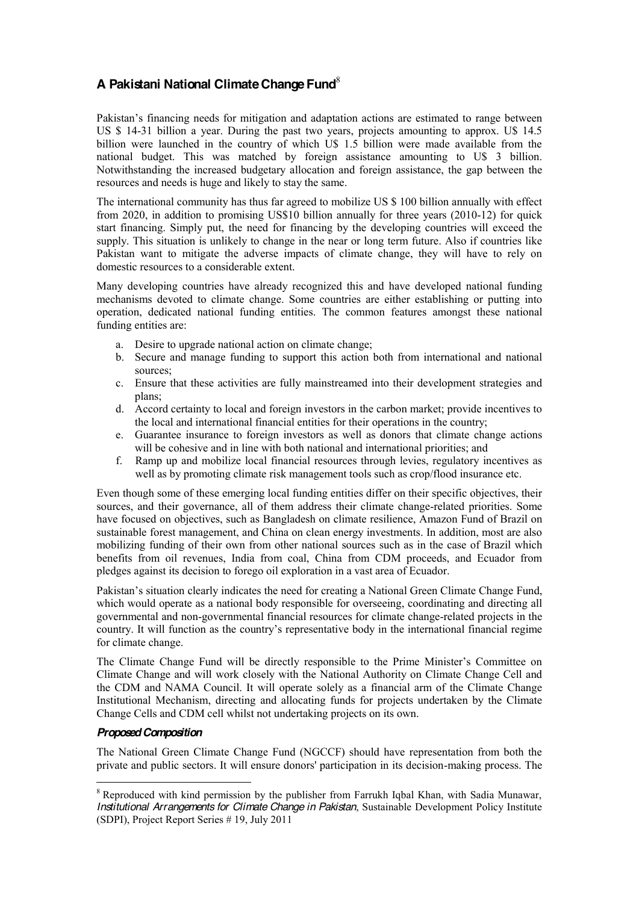## A Pakistani National Climate Change Fund[8]

Pakistan's financing needs for mitigation and adaptation actions are estimated to range between US $ 14-31 billion a year. During the past two years, projects amounting to approx. U$ 14.5 billion were launched in the country of which U$ 1.5 billion were made available from the national budget. This was matched by foreign assistance amounting to U$ 3 billion. Notwithstanding the increased budgetary allocation and foreign assistance, the gap between the resources and needs is huge and likely to stay the same.

The international community has thus far agreed to mobilize US $ 100 billion annually with effect from 2020, in addition to promising US$10 billion annually for three years (2010-12) for quick start financing. Simply put, the need for financing by the developing countries will exceed the supply. This situation is unlikely to change in the near or long term future. Also if countries like Pakistan want to mitigate the adverse impacts of climate change, they will have to rely on domestic resources to a considerable extent.

Many developing countries have already recognized this and have developed national funding mechanisms devoted to climate change. Some countries are either establishing or putting into operation, dedicated national funding entities. The common features amongst these national funding entities are:

a. Desire to upgrade national action on climate change;
b. Secure and manage funding to support this action both from international and national sources;
c. Ensure that these activities are fully mainstreamed into their development strategies and plans;
d. Accord certainty to local and foreign investors in the carbon market; provide incentives to the local and international financial entities for their operations in the country;
e. Guarantee insurance to foreign investors as well as donors that climate change actions will be cohesive and in line with both national and international priorities; and
f. Ramp up and mobilize local financial resources through levies, regulatory incentives as well as by promoting climate risk management tools such as crop/flood insurance etc.

Even though some of these emerging local funding entities differ on their specific objectives, their sources, and their governance, all of them address their climate change-related priorities. Some have focused on objectives, such as Bangladesh on climate resilience, Amazon Fund of Brazil on sustainable forest management, and China on clean energy investments. In addition, most are also mobilizing funding of their own from other national sources such as in the case of Brazil which benefits from oil revenues, India from coal, China from CDM proceeds, and Ecuador from pledges against its decision to forego oil exploration in a vast area of Ecuador.

Pakistan's situation clearly indicates the need for creating a National Green Climate Change Fund, which would operate as a national body responsible for overseeing, coordinating and directing all governmental and non-governmental financial resources for climate change-related projects in the country. It will function as the country's representative body in the international financial regime for climate change.

The Climate Change Fund will be directly responsible to the Prime Minister's Committee on Climate Change and will work closely with the National Authority on Climate Change Cell and the CDM and NAMA Council. It will operate solely as a financial arm of the Climate Change Institutional Mechanism, directing and allocating funds for projects undertaken by the Climate Change Cells and CDM cell whilst not undertaking projects on its own.

### *Proposed Composition*

The National Green Climate Change Fund (NGCCF) should have representation from both the private and public sectors. It will ensure donors' participation in its decision-making process. The

[8] Reproduced with kind permission by the publisher from Farrukh Iqbal Khan, with Sadia Munawar, *Institutional Arrangements for Climate Change in Pakistan*, Sustainable Development Policy Institute (SDPI), Project Report Series # 19, July 2011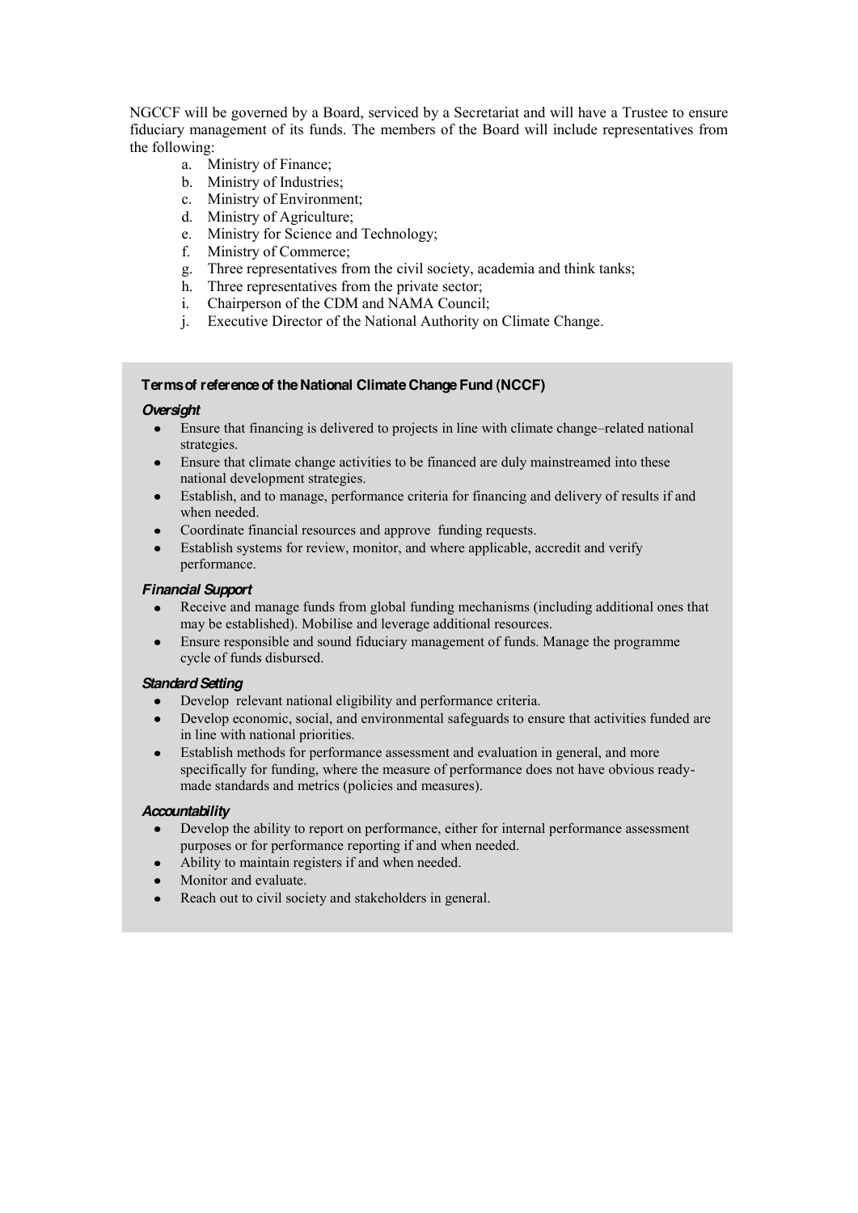NGCCF will be governed by a Board, serviced by a Secretariat and will have a Trustee to ensure fiduciary management of its funds. The members of the Board will include representatives from the following:

a. Ministry of Finance;
b. Ministry of Industries;
c. Ministry of Environment;
d. Ministry of Agriculture;
e. Ministry for Science and Technology;
f. Ministry of Commerce;
g. Three representatives from the civil society, academia and think tanks;
h. Three representatives from the private sector;
i. Chairperson of the CDM and NAMA Council;
j. Executive Director of the National Authority on Climate Change.

**Terms of reference of the National Climate Change Fund (NCCF)**

***Oversight***

- Ensure that financing is delivered to projects in line with climate change–related national strategies.
- Ensure that climate change activities to be financed are duly mainstreamed into these national development strategies.
- Establish, and to manage, performance criteria for financing and delivery of results if and when needed.
- Coordinate financial resources and approve funding requests.
- Establish systems for review, monitor, and where applicable, accredit and verify performance.

***Financial Support***

- Receive and manage funds from global funding mechanisms (including additional ones that may be established). Mobilise and leverage additional resources.
- Ensure responsible and sound fiduciary management of funds. Manage the programme cycle of funds disbursed.

***Standard Setting***

- Develop relevant national eligibility and performance criteria.
- Develop economic, social, and environmental safeguards to ensure that activities funded are in line with national priorities.
- Establish methods for performance assessment and evaluation in general, and more specifically for funding, where the measure of performance does not have obvious ready-made standards and metrics (policies and measures).

***Accountability***

- Develop the ability to report on performance, either for internal performance assessment purposes or for performance reporting if and when needed.
- Ability to maintain registers if and when needed.
- Monitor and evaluate.
- Reach out to civil society and stakeholders in general.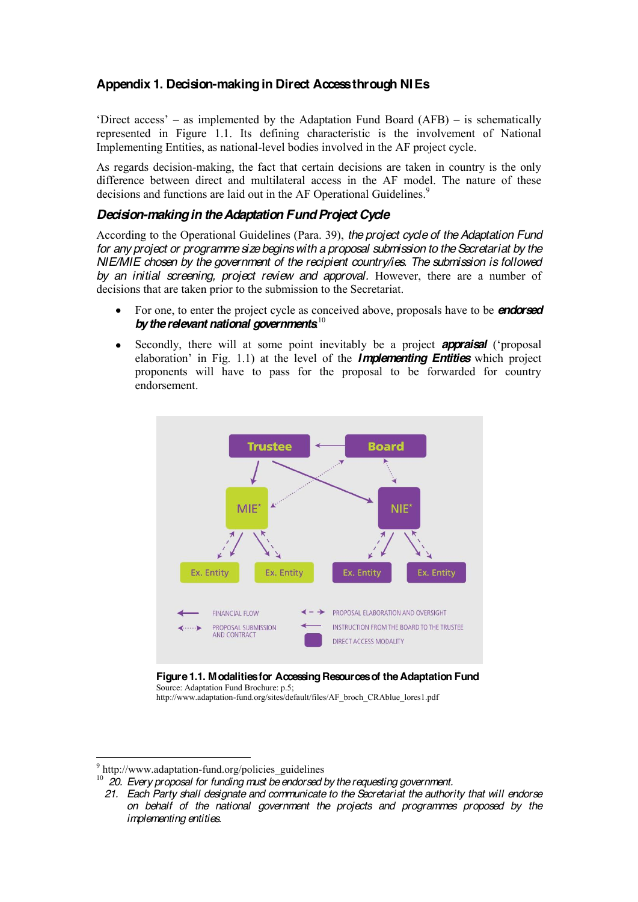### Appendix 1. Decision-making in Direct Access through NIEs

'Direct access' – as implemented by the Adaptation Fund Board (AFB) – is schematically represented in Figure 1.1. Its defining characteristic is the involvement of National Implementing Entities, as national-level bodies involved in the AF project cycle.

As regards decision-making, the fact that certain decisions are taken in country is the only difference between direct and multilateral access in the AF model. The nature of these decisions and functions are laid out in the AF Operational Guidelines.[9]

#### *Decision-making in the Adaptation Fund Project Cycle*

According to the Operational Guidelines (Para. 39), *the project cycle of the Adaptation Fund for any project or programme size begins with a proposal submission to the Secretariat by the NIE/MIE chosen by the government of the recipient country/ies. The submission is followed by an initial screening, project review and approval.* However, there are a number of decisions that are taken prior to the submission to the Secretariat.

- For one, to enter the project cycle as conceived above, proposals have to be ***endorsed by the relevant national governments***.[10]
- Secondly, there will at some point inevitably be a project ***appraisal*** ('proposal elaboration' in Fig. 1.1) at the level of the ***Implementing Entities*** which project proponents will have to pass for the proposal to be forwarded for country endorsement.

Trustee | Board | MIE* | NIE* | Ex. Entity | Ex. Entity | Ex. Entity | Ex. Entity

FINANCIAL FLOW | PROPOSAL SUBMISSION AND CONTRACT | PROPOSAL ELABORATION AND OVERSIGHT | INSTRUCTION FROM THE BOARD TO THE TRUSTEE | DIRECT ACCESS MODALITY

**Figure 1.1. Modalities for Accessing Resources of the Adaptation Fund**
Source: Adaptation Fund Brochure: p.5;
http://www.adaptation-fund.org/sites/default/files/AF_broch_CRAblue_lores1.pdf

---

[9] http://www.adaptation-fund.org/policies_guidelines

[10] *20. Every proposal for funding must be endorsed by the requesting government.*
*21. Each Party shall designate and communicate to the Secretariat the authority that will endorse on behalf of the national government the projects and programmes proposed by the implementing entities.*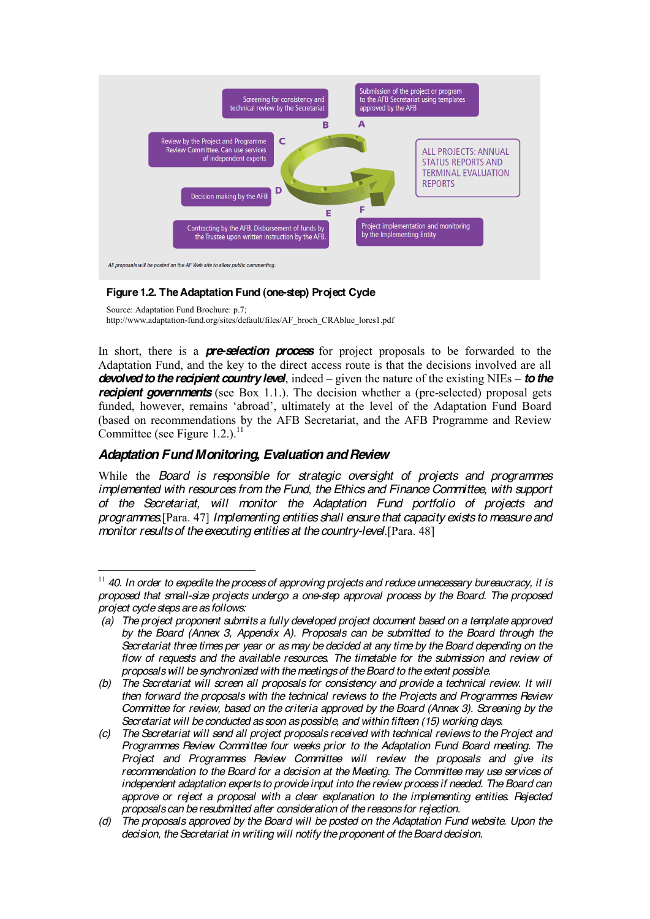Submission of the project or program to the AFB Secretariat using templates approved by the AFB

A

Screening for consistency and technical review by the Secretariat

B

Review by the Project and Programme Review Committee. Can use services of independent experts

C

Decision making by the AFB

D

Contracting by the AFB. Disbursement of funds by the Trustee upon written instruction by the AFB.

E

Project implementation and monitoring by the Implementing Entity

F

ALL PROJECTS: ANNUAL STATUS REPORTS AND TERMINAL EVALUATION REPORTS

*All proposals will be posted on the AF Web site to allow public commenting.*

**Figure 1.2. The Adaptation Fund (one-step) Project Cycle**

Source: Adaptation Fund Brochure: p.7;
http://www.adaptation-fund.org/sites/default/files/AF_broch_CRAblue_lores1.pdf

In short, there is a ***pre-selection process*** for project proposals to be forwarded to the Adaptation Fund, and the key to the direct access route is that the decisions involved are all ***devolved to the recipient country level***, indeed – given the nature of the existing NIEs – ***to the recipient governments*** (see Box 1.1.). The decision whether a (pre-selected) proposal gets funded, however, remains 'abroad', ultimately at the level of the Adaptation Fund Board (based on recommendations by the AFB Secretariat, and the AFB Programme and Review Committee (see Figure 1.2.).[11]

## *Adaptation Fund Monitoring, Evaluation and Review*

While the *Board is responsible for strategic oversight of projects and programmes implemented with resources from the Fund, the Ethics and Finance Committee, with support of the Secretariat, will monitor the Adaptation Fund portfolio of projects and programmes*.[Para. 47] *Implementing entities shall ensure that capacity exists to measure and monitor results of the executing entities at the country-level*.[Para. 48]

---

[11] *40. In order to expedite the process of approving projects and reduce unnecessary bureaucracy, it is proposed that small-size projects undergo a one-step approval process by the Board. The proposed project cycle steps are as follows:*

(a) *The project proponent submits a fully developed project document based on a template approved by the Board (Annex 3, Appendix A). Proposals can be submitted to the Board through the Secretariat three times per year or as may be decided at any time by the Board depending on the flow of requests and the available resources. The timetable for the submission and review of proposals will be synchronized with the meetings of the Board to the extent possible.*

(b) *The Secretariat will screen all proposals for consistency and provide a technical review. It will then forward the proposals with the technical reviews to the Projects and Programmes Review Committee for review, based on the criteria approved by the Board (Annex 3). Screening by the Secretariat will be conducted as soon as possible, and within fifteen (15) working days.*

(c) *The Secretariat will send all project proposals received with technical reviews to the Project and Programmes Review Committee four weeks prior to the Adaptation Fund Board meeting. The Project and Programmes Review Committee will review the proposals and give its recommendation to the Board for a decision at the Meeting. The Committee may use services of independent adaptation experts to provide input into the review process if needed. The Board can approve or reject a proposal with a clear explanation to the implementing entities. Rejected proposals can be resubmitted after consideration of the reasons for rejection.*

(d) *The proposals approved by the Board will be posted on the Adaptation Fund website. Upon the decision, the Secretariat in writing will notify the proponent of the Board decision.*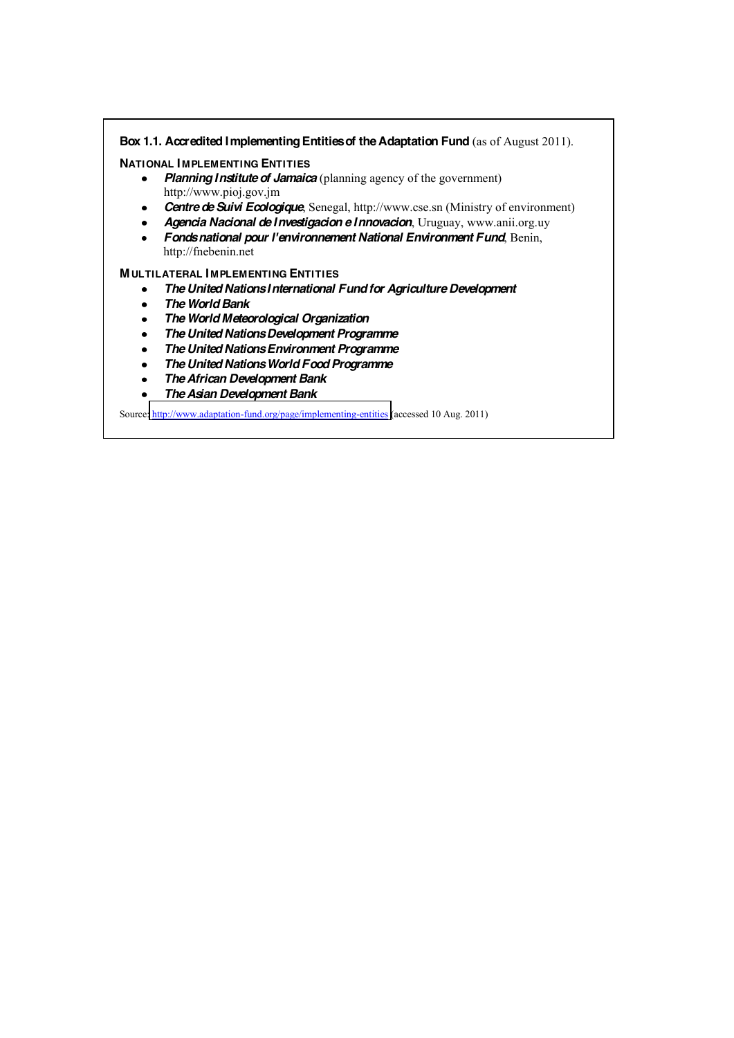**Box 1.1. Accredited Implementing Entities of the Adaptation Fund** (as of August 2011).

**NATIONAL IMPLEMENTING ENTITIES**

- ***Planning Institute of Jamaica*** (planning agency of the government) http://www.pioj.gov.jm
- ***Centre de Suivi Ecologique***, Senegal, http://www.cse.sn (Ministry of environment)
- ***Agencia Nacional de Investigacion e Innovacion***, Uruguay, www.anii.org.uy
- ***Fonds national pour l'environnement National Environment Fund***, Benin, http://fnebenin.net

**MULTILATERAL IMPLEMENTING ENTITIES**

- ***The United Nations International Fund for Agriculture Development***
- ***The World Bank***
- ***The World Meteorological Organization***
- ***The United Nations Development Programme***
- ***The United Nations Environment Programme***
- ***The United Nations World Food Programme***
- ***The African Development Bank***
- ***The Asian Development Bank***

Source: http://www.adaptation-fund.org/page/implementing-entities (accessed 10 Aug. 2011)